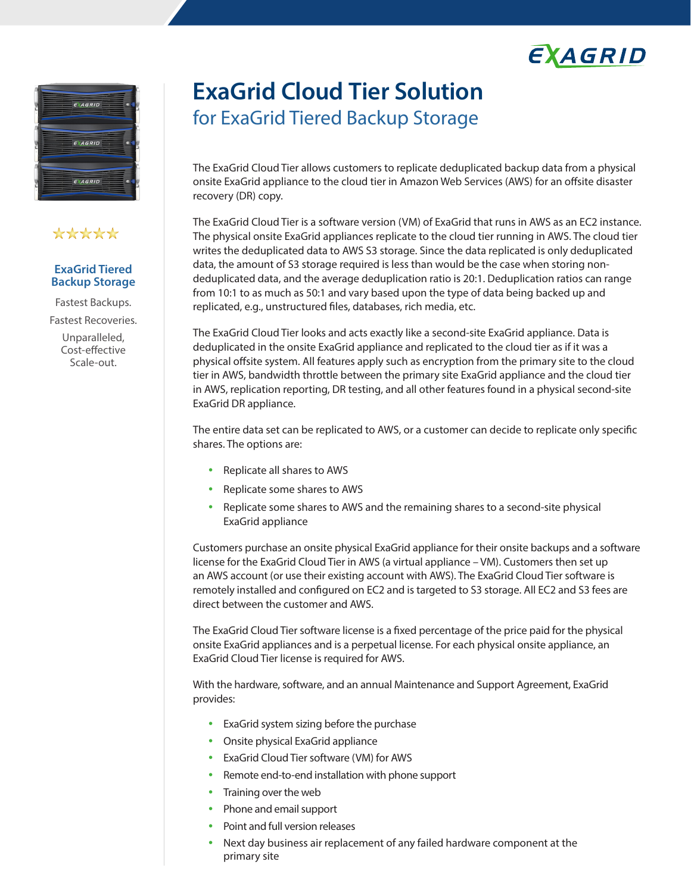# ExaGrid Cloud Tier Solution

## for ExaGrid Tiered Backup Storage

**ExaGrid Tiered Backup Storage**

Fastest Backups.

Fastest Recoveries.

Unparalleled, Cost-effective Scale-out.

The ExaGrid Cloud Tier allows customers to replicate deduplicated backup data from a physical onsite ExaGrid appliance to the cloud tier in Amazon Web Services (AWS) for an offsite disaster recovery (DR) copy.

The ExaGrid Cloud Tier is a software version (VM) of ExaGrid that runs in AWS as an EC2 instance. The physical onsite ExaGrid appliances replicate to the cloud tier running in AWS. The cloud tier writes the deduplicated data to AWS S3 storage. Since the data replicated is only deduplicated data, the amount of S3 storage required is less than would be the case when storing non-deduplicated data, and the average deduplication ratio is 20:1. Deduplication ratios can range from 10:1 to as much as 50:1 and vary based upon the type of data being backed up and replicated, e.g., unstructured files, databases, rich media, etc.

The ExaGrid Cloud Tier looks and acts exactly like a second-site ExaGrid appliance. Data is deduplicated in the onsite ExaGrid appliance and replicated to the cloud tier as if it was a physical offsite system. All features apply such as encryption from the primary site to the cloud tier in AWS, bandwidth throttle between the primary site ExaGrid appliance and the cloud tier in AWS, replication reporting, DR testing, and all other features found in a physical second-site ExaGrid DR appliance.

The entire data set can be replicated to AWS, or a customer can decide to replicate only specific shares. The options are:

- Replicate all shares to AWS
- Replicate some shares to AWS
- Replicate some shares to AWS and the remaining shares to a second-site physical ExaGrid appliance

Customers purchase an onsite physical ExaGrid appliance for their onsite backups and a software license for the ExaGrid Cloud Tier in AWS (a virtual appliance – VM). Customers then set up an AWS account (or use their existing account with AWS). The ExaGrid Cloud Tier software is remotely installed and configured on EC2 and is targeted to S3 storage. All EC2 and S3 fees are direct between the customer and AWS.

The ExaGrid Cloud Tier software license is a fixed percentage of the price paid for the physical onsite ExaGrid appliances and is a perpetual license. For each physical onsite appliance, an ExaGrid Cloud Tier license is required for AWS.

With the hardware, software, and an annual Maintenance and Support Agreement, ExaGrid provides:

- ExaGrid system sizing before the purchase
- Onsite physical ExaGrid appliance
- ExaGrid Cloud Tier software (VM) for AWS
- Remote end-to-end installation with phone support
- Training over the web
- Phone and email support
- Point and full version releases
- Next day business air replacement of any failed hardware component at the primary site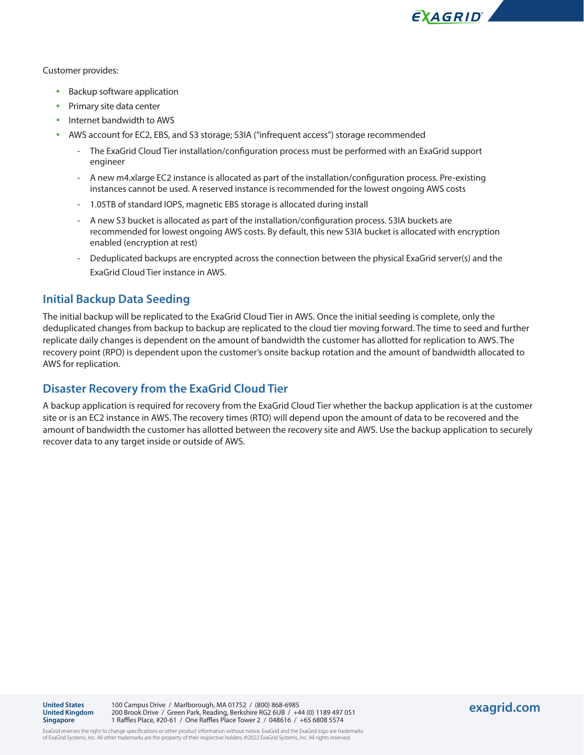Customer provides:

- Backup software application
- Primary site data center
- Internet bandwidth to AWS
- AWS account for EC2, EBS, and S3 storage; S3IA ("infrequent access") storage recommended
  - The ExaGrid Cloud Tier installation/configuration process must be performed with an ExaGrid support engineer
  - A new m4.xlarge EC2 instance is allocated as part of the installation/configuration process. Pre-existing instances cannot be used. A reserved instance is recommended for the lowest ongoing AWS costs
  - 1.05TB of standard IOPS, magnetic EBS storage is allocated during install
  - A new S3 bucket is allocated as part of the installation/configuration process. S3IA buckets are recommended for lowest ongoing AWS costs. By default, this new S3IA bucket is allocated with encryption enabled (encryption at rest)
  - Deduplicated backups are encrypted across the connection between the physical ExaGrid server(s) and the ExaGrid Cloud Tier instance in AWS.

## Initial Backup Data Seeding

The initial backup will be replicated to the ExaGrid Cloud Tier in AWS. Once the initial seeding is complete, only the deduplicated changes from backup to backup are replicated to the cloud tier moving forward. The time to seed and further replicate daily changes is dependent on the amount of bandwidth the customer has allotted for replication to AWS. The recovery point (RPO) is dependent upon the customer's onsite backup rotation and the amount of bandwidth allocated to AWS for replication.

## Disaster Recovery from the ExaGrid Cloud Tier

A backup application is required for recovery from the ExaGrid Cloud Tier whether the backup application is at the customer site or is an EC2 instance in AWS. The recovery times (RTO) will depend upon the amount of data to be recovered and the amount of bandwidth the customer has allotted between the recovery site and AWS. Use the backup application to securely recover data to any target inside or outside of AWS.

**United States** 100 Campus Drive / Marlborough, MA 01752 / (800) 868-6985
**United Kingdom** 200 Brook Drive / Green Park, Reading, Berkshire RG2 6UB / +44 (0) 1189 497 051
**Singapore** 1 Raffles Place, #20-61 / One Raffles Place Tower 2 / 048616 / +65 6808 5574

**exagrid.com**

ExaGrid reserves the right to change specifications or other product information without notice. ExaGrid and the ExaGrid logo are trademarks of ExaGrid Systems, Inc. All other trademarks are the property of their respective holders. ©2022 ExaGrid Systems, Inc. All rights reserved.